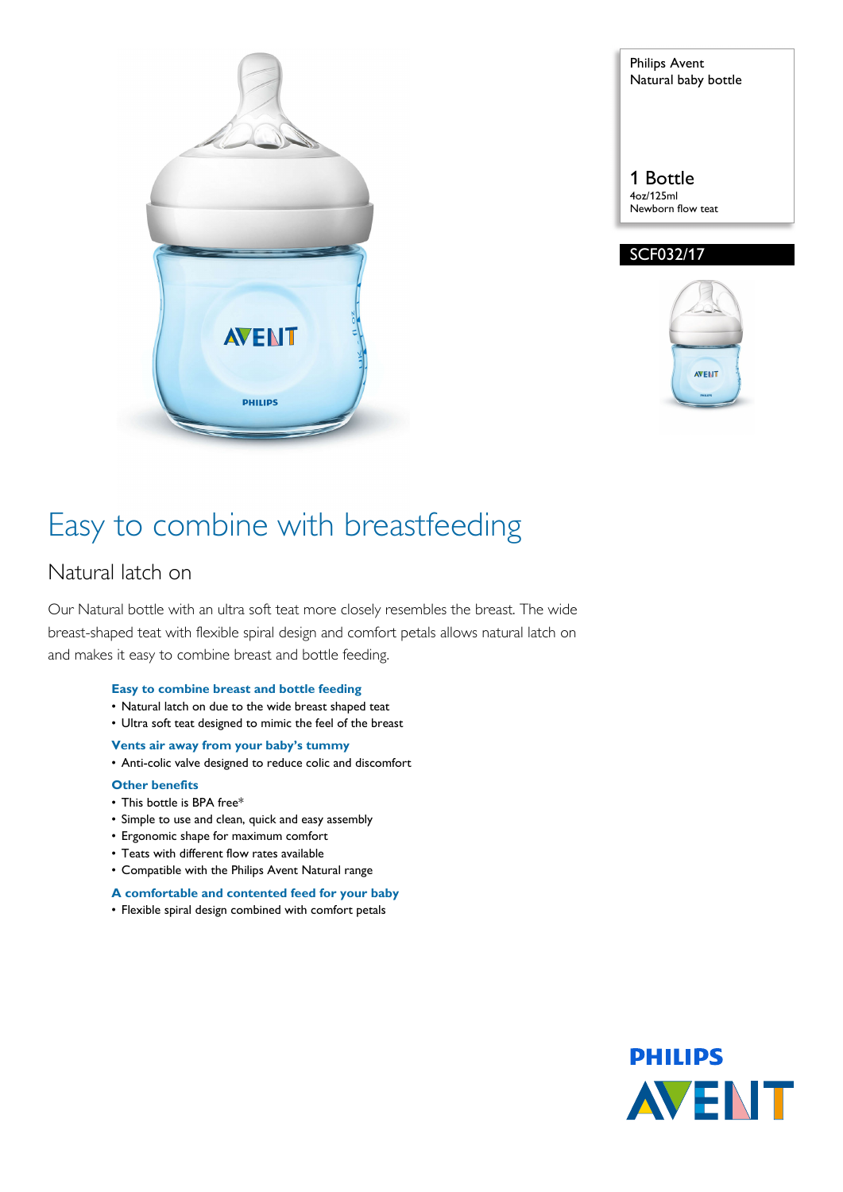Philips Avent
Natural baby bottle

1 Bottle
4oz/125ml
Newborn flow teat

SCF032/17

# Easy to combine with breastfeeding

## Natural latch on

Our Natural bottle with an ultra soft teat more closely resembles the breast. The wide breast-shaped teat with flexible spiral design and comfort petals allows natural latch on and makes it easy to combine breast and bottle feeding.

**Easy to combine breast and bottle feeding**

- Natural latch on due to the wide breast shaped teat
- Ultra soft teat designed to mimic the feel of the breast

**Vents air away from your baby's tummy**

- Anti-colic valve designed to reduce colic and discomfort

**Other benefits**

- This bottle is BPA free*
- Simple to use and clean, quick and easy assembly
- Ergonomic shape for maximum comfort
- Teats with different flow rates available
- Compatible with the Philips Avent Natural range

**A comfortable and contented feed for your baby**

- Flexible spiral design combined with comfort petals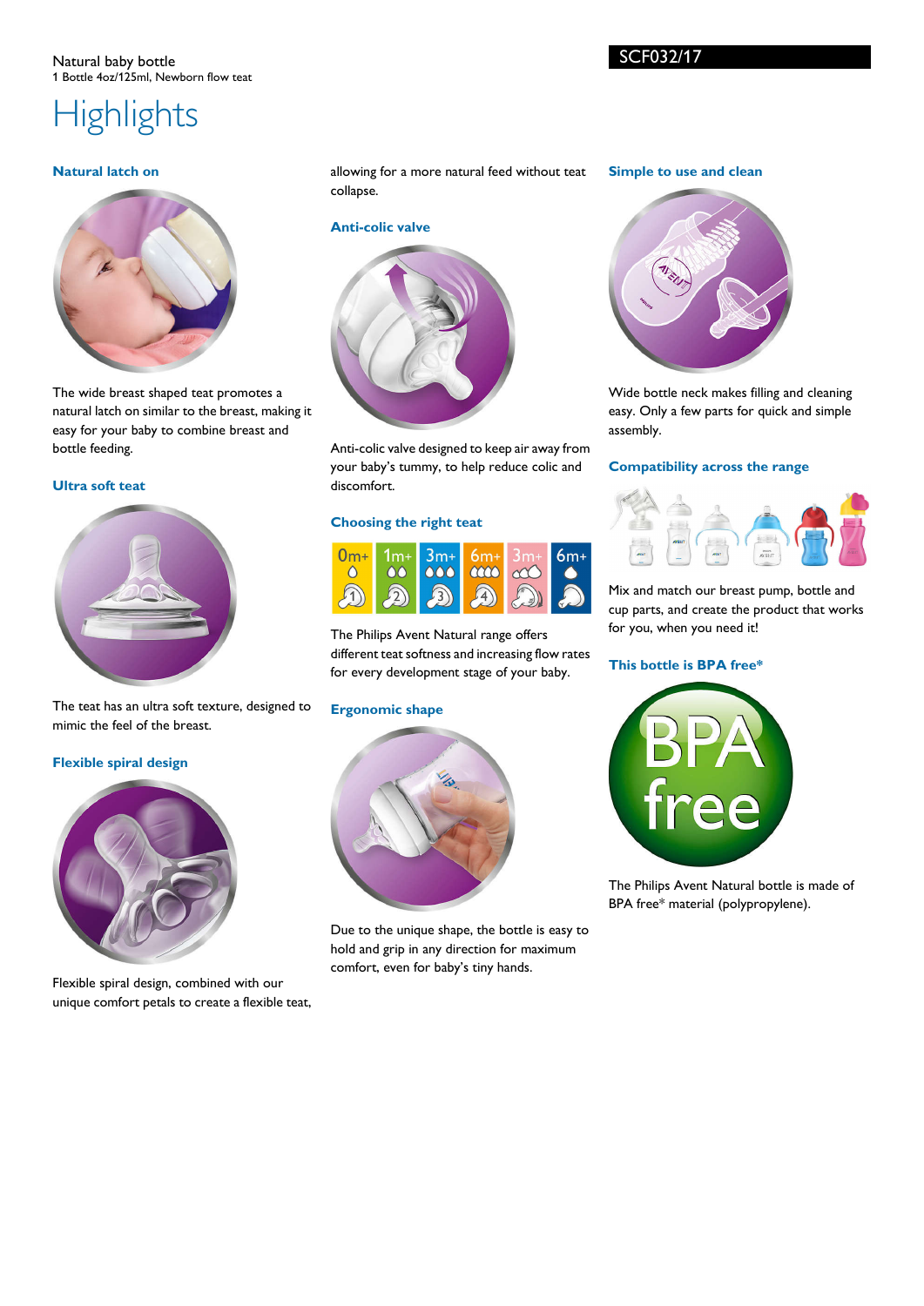Natural baby bottle
1 Bottle 4oz/125ml, Newborn flow teat

SCF032/17

# Highlights

### Natural latch on

The wide breast shaped teat promotes a natural latch on similar to the breast, making it easy for your baby to combine breast and bottle feeding.

### Ultra soft teat

The teat has an ultra soft texture, designed to mimic the feel of the breast.

### Flexible spiral design

Flexible spiral design, combined with our unique comfort petals to create a flexible teat, allowing for a more natural feed without teat collapse.

### Anti-colic valve

Anti-colic valve designed to keep air away from your baby's tummy, to help reduce colic and discomfort.

### Choosing the right teat

| 0m+ | 1m+ | 3m+ | 6m+ | 3m+ | 6m+ |
|---|---|---|---|---|---|
| 1 | 2 | 3 | 4 | | |

The Philips Avent Natural range offers different teat softness and increasing flow rates for every development stage of your baby.

### Ergonomic shape

Due to the unique shape, the bottle is easy to hold and grip in any direction for maximum comfort, even for baby's tiny hands.

### Simple to use and clean

Wide bottle neck makes filling and cleaning easy. Only a few parts for quick and simple assembly.

### Compatibility across the range

Mix and match our breast pump, bottle and cup parts, and create the product that works for you, when you need it!

### This bottle is BPA free*

BPA free

The Philips Avent Natural bottle is made of BPA free* material (polypropylene).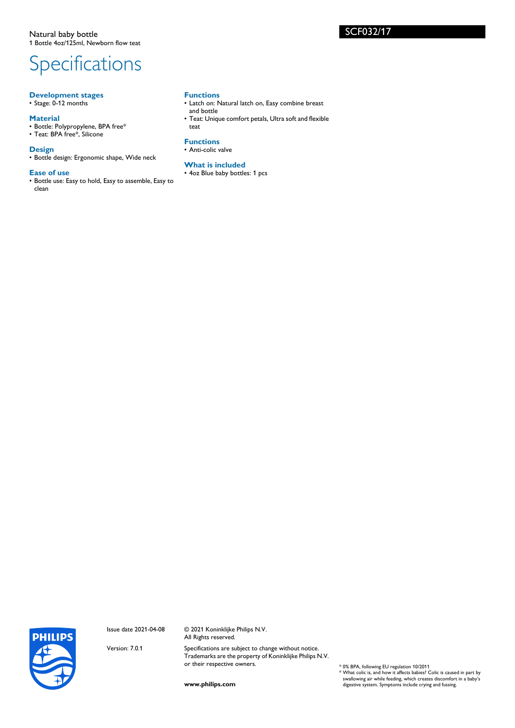Natural baby bottle
1 Bottle 4oz/125ml, Newborn flow teat

SCF032/17

# Specifications

### Development stages
- Stage: 0-12 months

### Material
- Bottle: Polypropylene, BPA free*
- Teat: BPA free*, Silicone

### Design
- Bottle design: Ergonomic shape, Wide neck

### Ease of use
- Bottle use: Easy to hold, Easy to assemble, Easy to clean

### Functions
- Latch on: Natural latch on, Easy combine breast and bottle
- Teat: Unique comfort petals, Ultra soft and flexible teat

### Functions
- Anti-colic valve

### What is included
- 4oz Blue baby bottles: 1 pcs

Issue date 2021-04-08

Version: 7.0.1

© 2021 Koninklijke Philips N.V.
All Rights reserved.

Specifications are subject to change without notice. Trademarks are the property of Koninklijke Philips N.V. or their respective owners.

**www.philips.com**

\* 0% BPA, following EU regulation 10/2011
\* What colic is, and how it affects babies? Colic is caused in part by swallowing air while feeding, which creates discomfort in a baby's digestive system. Symptoms include crying and fussing.